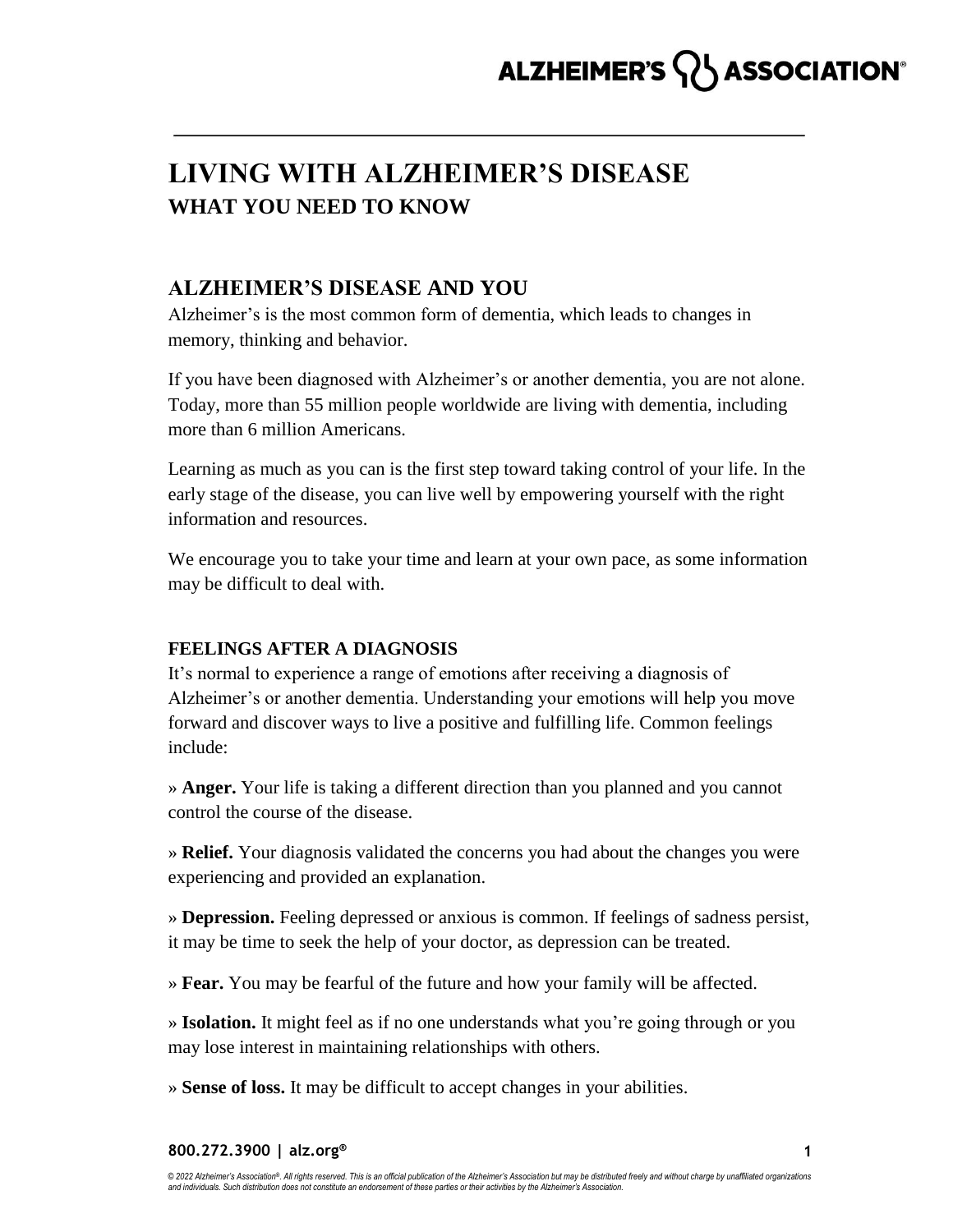# LIVING WITH ALZHEIMER'S DISEASE

**WHAT YOU NEED TO KNOW**

## ALZHEIMER'S DISEASE AND YOU

Alzheimer's is the most common form of dementia, which leads to changes in memory, thinking and behavior.

If you have been diagnosed with Alzheimer's or another dementia, you are not alone. Today, more than 55 million people worldwide are living with dementia, including more than 6 million Americans.

Learning as much as you can is the first step toward taking control of your life. In the early stage of the disease, you can live well by empowering yourself with the right information and resources.

We encourage you to take your time and learn at your own pace, as some information may be difficult to deal with.

### FEELINGS AFTER A DIAGNOSIS

It's normal to experience a range of emotions after receiving a diagnosis of Alzheimer's or another dementia. Understanding your emotions will help you move forward and discover ways to live a positive and fulfilling life. Common feelings include:

» **Anger.** Your life is taking a different direction than you planned and you cannot control the course of the disease.

» **Relief.** Your diagnosis validated the concerns you had about the changes you were experiencing and provided an explanation.

» **Depression.** Feeling depressed or anxious is common. If feelings of sadness persist, it may be time to seek the help of your doctor, as depression can be treated.

» **Fear.** You may be fearful of the future and how your family will be affected.

» **Isolation.** It might feel as if no one understands what you're going through or you may lose interest in maintaining relationships with others.

» **Sense of loss.** It may be difficult to accept changes in your abilities.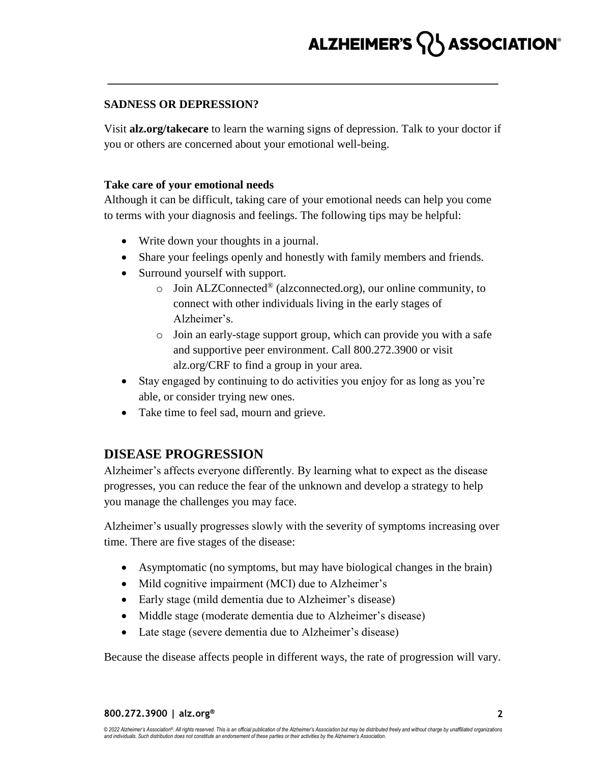**SADNESS OR DEPRESSION?**

Visit **alz.org/takecare** to learn the warning signs of depression. Talk to your doctor if you or others are concerned about your emotional well-being.

**Take care of your emotional needs**

Although it can be difficult, taking care of your emotional needs can help you come to terms with your diagnosis and feelings. The following tips may be helpful:

- Write down your thoughts in a journal.
- Share your feelings openly and honestly with family members and friends.
- Surround yourself with support.
  - Join ALZConnected® (alzconnected.org), our online community, to connect with other individuals living in the early stages of Alzheimer's.
  - Join an early-stage support group, which can provide you with a safe and supportive peer environment. Call 800.272.3900 or visit alz.org/CRF to find a group in your area.
- Stay engaged by continuing to do activities you enjoy for as long as you're able, or consider trying new ones.
- Take time to feel sad, mourn and grieve.

## DISEASE PROGRESSION

Alzheimer's affects everyone differently. By learning what to expect as the disease progresses, you can reduce the fear of the unknown and develop a strategy to help you manage the challenges you may face.

Alzheimer's usually progresses slowly with the severity of symptoms increasing over time. There are five stages of the disease:

- Asymptomatic (no symptoms, but may have biological changes in the brain)
- Mild cognitive impairment (MCI) due to Alzheimer's
- Early stage (mild dementia due to Alzheimer's disease)
- Middle stage (moderate dementia due to Alzheimer's disease)
- Late stage (severe dementia due to Alzheimer's disease)

Because the disease affects people in different ways, the rate of progression will vary.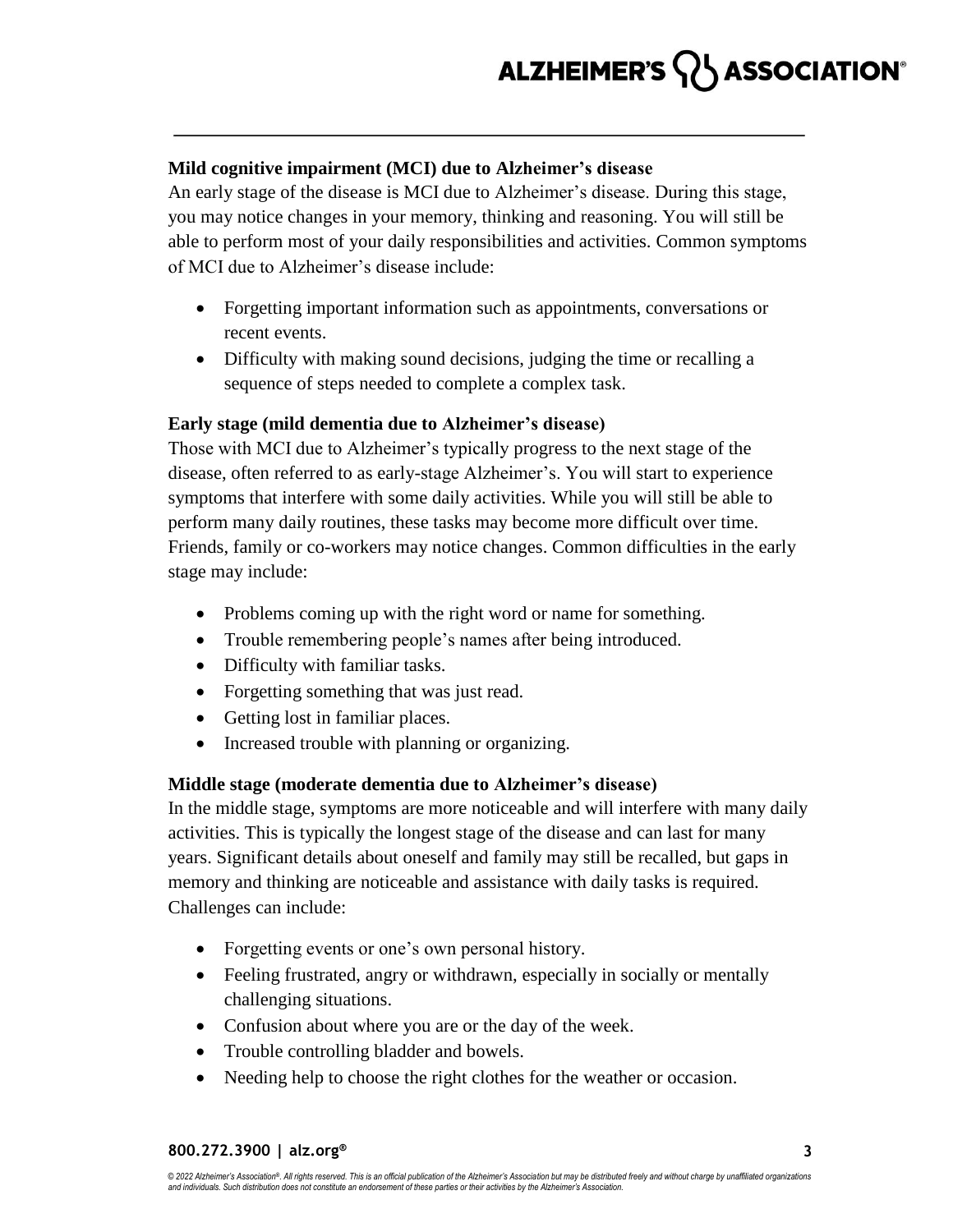**Mild cognitive impairment (MCI) due to Alzheimer's disease**

An early stage of the disease is MCI due to Alzheimer's disease. During this stage, you may notice changes in your memory, thinking and reasoning. You will still be able to perform most of your daily responsibilities and activities. Common symptoms of MCI due to Alzheimer's disease include:

- Forgetting important information such as appointments, conversations or recent events.
- Difficulty with making sound decisions, judging the time or recalling a sequence of steps needed to complete a complex task.

**Early stage (mild dementia due to Alzheimer's disease)**

Those with MCI due to Alzheimer's typically progress to the next stage of the disease, often referred to as early-stage Alzheimer's. You will start to experience symptoms that interfere with some daily activities. While you will still be able to perform many daily routines, these tasks may become more difficult over time. Friends, family or co-workers may notice changes. Common difficulties in the early stage may include:

- Problems coming up with the right word or name for something.
- Trouble remembering people's names after being introduced.
- Difficulty with familiar tasks.
- Forgetting something that was just read.
- Getting lost in familiar places.
- Increased trouble with planning or organizing.

**Middle stage (moderate dementia due to Alzheimer's disease)**

In the middle stage, symptoms are more noticeable and will interfere with many daily activities. This is typically the longest stage of the disease and can last for many years. Significant details about oneself and family may still be recalled, but gaps in memory and thinking are noticeable and assistance with daily tasks is required. Challenges can include:

- Forgetting events or one's own personal history.
- Feeling frustrated, angry or withdrawn, especially in socially or mentally challenging situations.
- Confusion about where you are or the day of the week.
- Trouble controlling bladder and bowels.
- Needing help to choose the right clothes for the weather or occasion.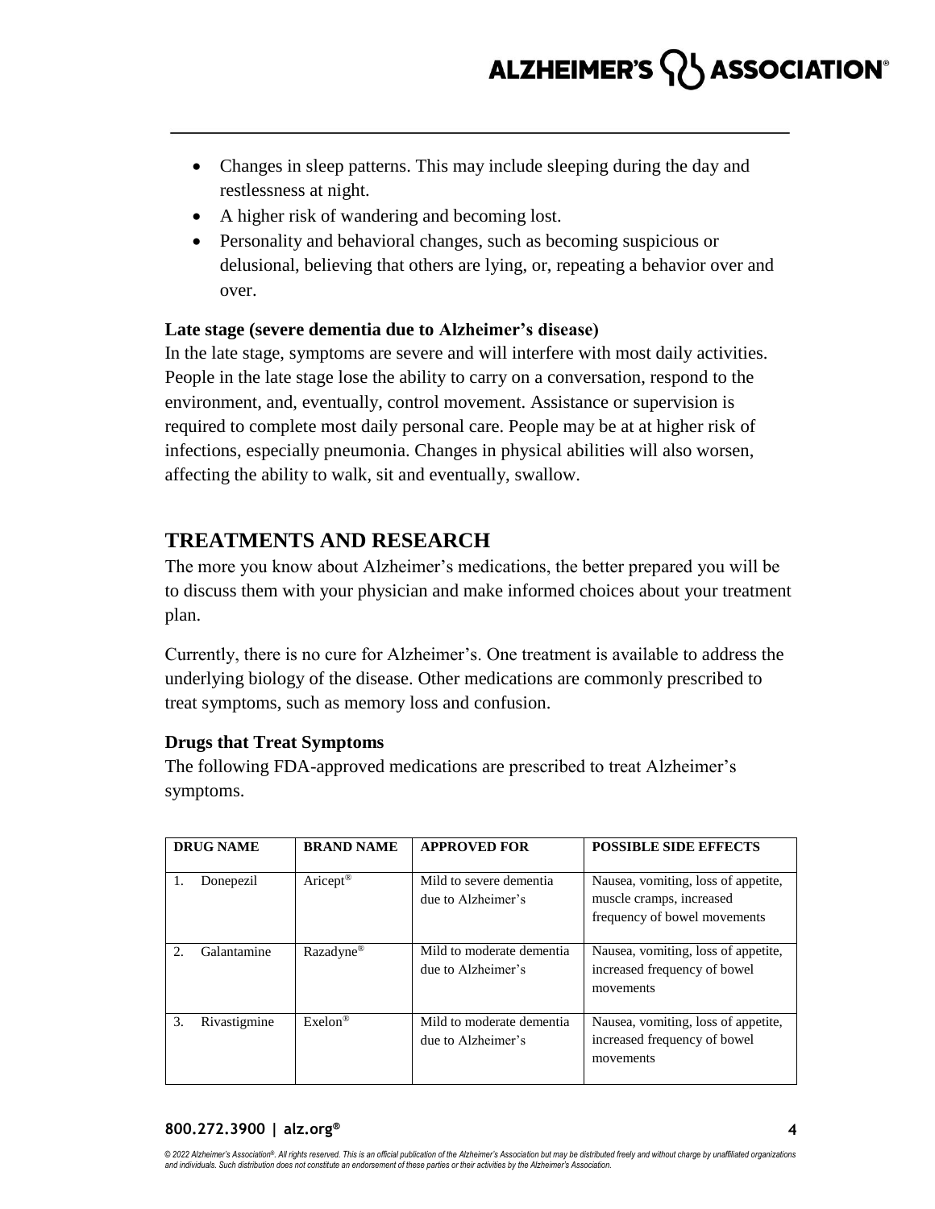- Changes in sleep patterns. This may include sleeping during the day and restlessness at night.
- A higher risk of wandering and becoming lost.
- Personality and behavioral changes, such as becoming suspicious or delusional, believing that others are lying, or, repeating a behavior over and over.

**Late stage (severe dementia due to Alzheimer's disease)**

In the late stage, symptoms are severe and will interfere with most daily activities. People in the late stage lose the ability to carry on a conversation, respond to the environment, and, eventually, control movement. Assistance or supervision is required to complete most daily personal care. People may be at at higher risk of infections, especially pneumonia. Changes in physical abilities will also worsen, affecting the ability to walk, sit and eventually, swallow.

## TREATMENTS AND RESEARCH

The more you know about Alzheimer's medications, the better prepared you will be to discuss them with your physician and make informed choices about your treatment plan.

Currently, there is no cure for Alzheimer's. One treatment is available to address the underlying biology of the disease. Other medications are commonly prescribed to treat symptoms, such as memory loss and confusion.

**Drugs that Treat Symptoms**

The following FDA-approved medications are prescribed to treat Alzheimer's symptoms.

| DRUG NAME | BRAND NAME | APPROVED FOR | POSSIBLE SIDE EFFECTS |
|---|---|---|---|
| 1. Donepezil | Aricept® | Mild to severe dementia due to Alzheimer's | Nausea, vomiting, loss of appetite, muscle cramps, increased frequency of bowel movements |
| 2. Galantamine | Razadyne® | Mild to moderate dementia due to Alzheimer's | Nausea, vomiting, loss of appetite, increased frequency of bowel movements |
| 3. Rivastigmine | Exelon® | Mild to moderate dementia due to Alzheimer's | Nausea, vomiting, loss of appetite, increased frequency of bowel movements |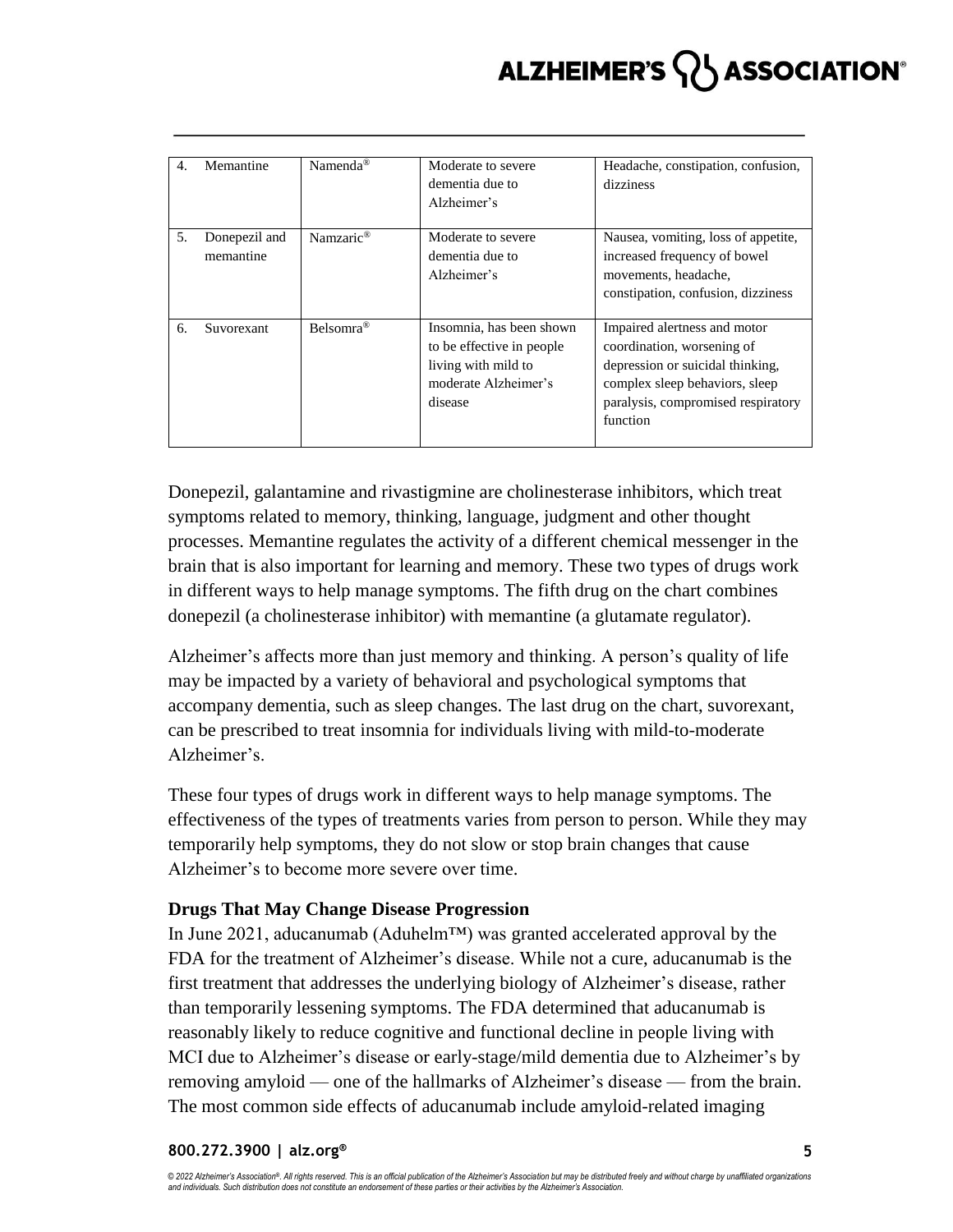| | | | | |
|---|---|---|---|---|
| 4. | Memantine | Namenda® | Moderate to severe dementia due to Alzheimer's | Headache, constipation, confusion, dizziness |
| 5. | Donepezil and memantine | Namzaric® | Moderate to severe dementia due to Alzheimer's | Nausea, vomiting, loss of appetite, increased frequency of bowel movements, headache, constipation, confusion, dizziness |
| 6. | Suvorexant | Belsomra® | Insomnia, has been shown to be effective in people living with mild to moderate Alzheimer's disease | Impaired alertness and motor coordination, worsening of depression or suicidal thinking, complex sleep behaviors, sleep paralysis, compromised respiratory function |

Donepezil, galantamine and rivastigmine are cholinesterase inhibitors, which treat symptoms related to memory, thinking, language, judgment and other thought processes. Memantine regulates the activity of a different chemical messenger in the brain that is also important for learning and memory. These two types of drugs work in different ways to help manage symptoms. The fifth drug on the chart combines donepezil (a cholinesterase inhibitor) with memantine (a glutamate regulator).

Alzheimer's affects more than just memory and thinking. A person's quality of life may be impacted by a variety of behavioral and psychological symptoms that accompany dementia, such as sleep changes. The last drug on the chart, suvorexant, can be prescribed to treat insomnia for individuals living with mild-to-moderate Alzheimer's.

These four types of drugs work in different ways to help manage symptoms. The effectiveness of the types of treatments varies from person to person. While they may temporarily help symptoms, they do not slow or stop brain changes that cause Alzheimer's to become more severe over time.

**Drugs That May Change Disease Progression**

In June 2021, aducanumab (Aduhelm™) was granted accelerated approval by the FDA for the treatment of Alzheimer's disease. While not a cure, aducanumab is the first treatment that addresses the underlying biology of Alzheimer's disease, rather than temporarily lessening symptoms. The FDA determined that aducanumab is reasonably likely to reduce cognitive and functional decline in people living with MCI due to Alzheimer's disease or early-stage/mild dementia due to Alzheimer's by removing amyloid — one of the hallmarks of Alzheimer's disease — from the brain. The most common side effects of aducanumab include amyloid-related imaging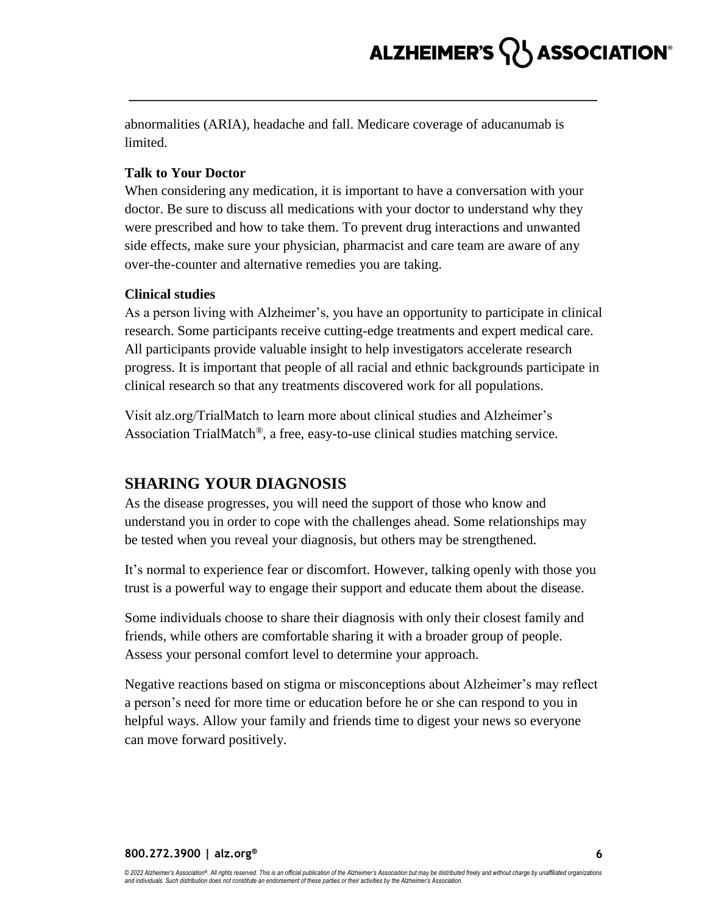abnormalities (ARIA), headache and fall. Medicare coverage of aducanumab is limited.

**Talk to Your Doctor**

When considering any medication, it is important to have a conversation with your doctor. Be sure to discuss all medications with your doctor to understand why they were prescribed and how to take them. To prevent drug interactions and unwanted side effects, make sure your physician, pharmacist and care team are aware of any over-the-counter and alternative remedies you are taking.

**Clinical studies**

As a person living with Alzheimer's, you have an opportunity to participate in clinical research. Some participants receive cutting-edge treatments and expert medical care. All participants provide valuable insight to help investigators accelerate research progress. It is important that people of all racial and ethnic backgrounds participate in clinical research so that any treatments discovered work for all populations.

Visit alz.org/TrialMatch to learn more about clinical studies and Alzheimer's Association TrialMatch®, a free, easy-to-use clinical studies matching service.

## SHARING YOUR DIAGNOSIS

As the disease progresses, you will need the support of those who know and understand you in order to cope with the challenges ahead. Some relationships may be tested when you reveal your diagnosis, but others may be strengthened.

It's normal to experience fear or discomfort. However, talking openly with those you trust is a powerful way to engage their support and educate them about the disease.

Some individuals choose to share their diagnosis with only their closest family and friends, while others are comfortable sharing it with a broader group of people. Assess your personal comfort level to determine your approach.

Negative reactions based on stigma or misconceptions about Alzheimer's may reflect a person's need for more time or education before he or she can respond to you in helpful ways. Allow your family and friends time to digest your news so everyone can move forward positively.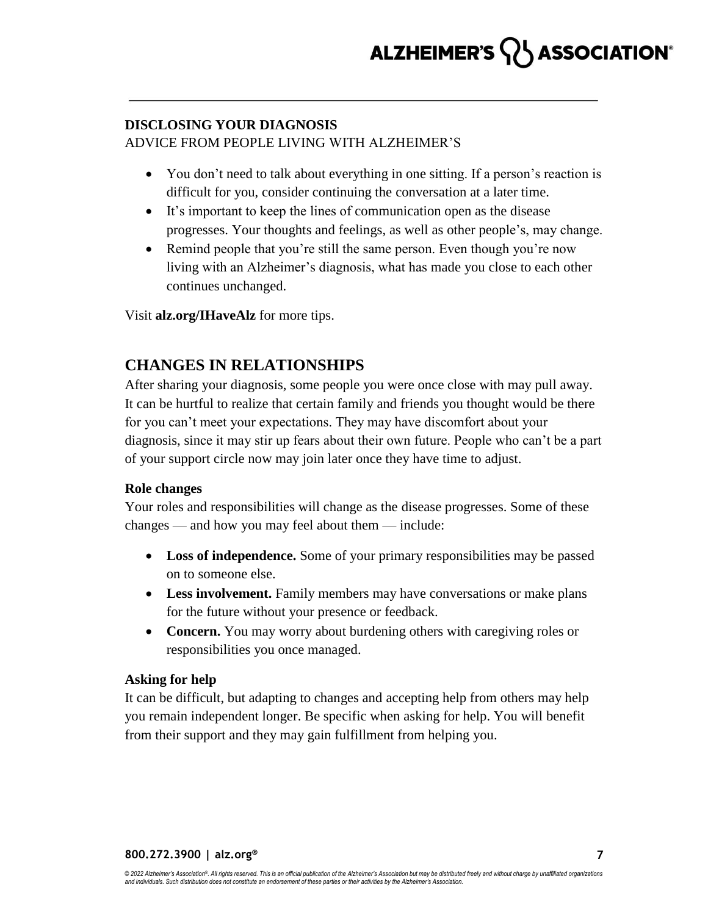**DISCLOSING YOUR DIAGNOSIS**

ADVICE FROM PEOPLE LIVING WITH ALZHEIMER'S

- You don't need to talk about everything in one sitting. If a person's reaction is difficult for you, consider continuing the conversation at a later time.
- It's important to keep the lines of communication open as the disease progresses. Your thoughts and feelings, as well as other people's, may change.
- Remind people that you're still the same person. Even though you're now living with an Alzheimer's diagnosis, what has made you close to each other continues unchanged.

Visit **alz.org/IHaveAlz** for more tips.

## CHANGES IN RELATIONSHIPS

After sharing your diagnosis, some people you were once close with may pull away. It can be hurtful to realize that certain family and friends you thought would be there for you can't meet your expectations. They may have discomfort about your diagnosis, since it may stir up fears about their own future. People who can't be a part of your support circle now may join later once they have time to adjust.

### Role changes

Your roles and responsibilities will change as the disease progresses. Some of these changes — and how you may feel about them — include:

- **Loss of independence.** Some of your primary responsibilities may be passed on to someone else.
- **Less involvement.** Family members may have conversations or make plans for the future without your presence or feedback.
- **Concern.** You may worry about burdening others with caregiving roles or responsibilities you once managed.

### Asking for help

It can be difficult, but adapting to changes and accepting help from others may help you remain independent longer. Be specific when asking for help. You will benefit from their support and they may gain fulfillment from helping you.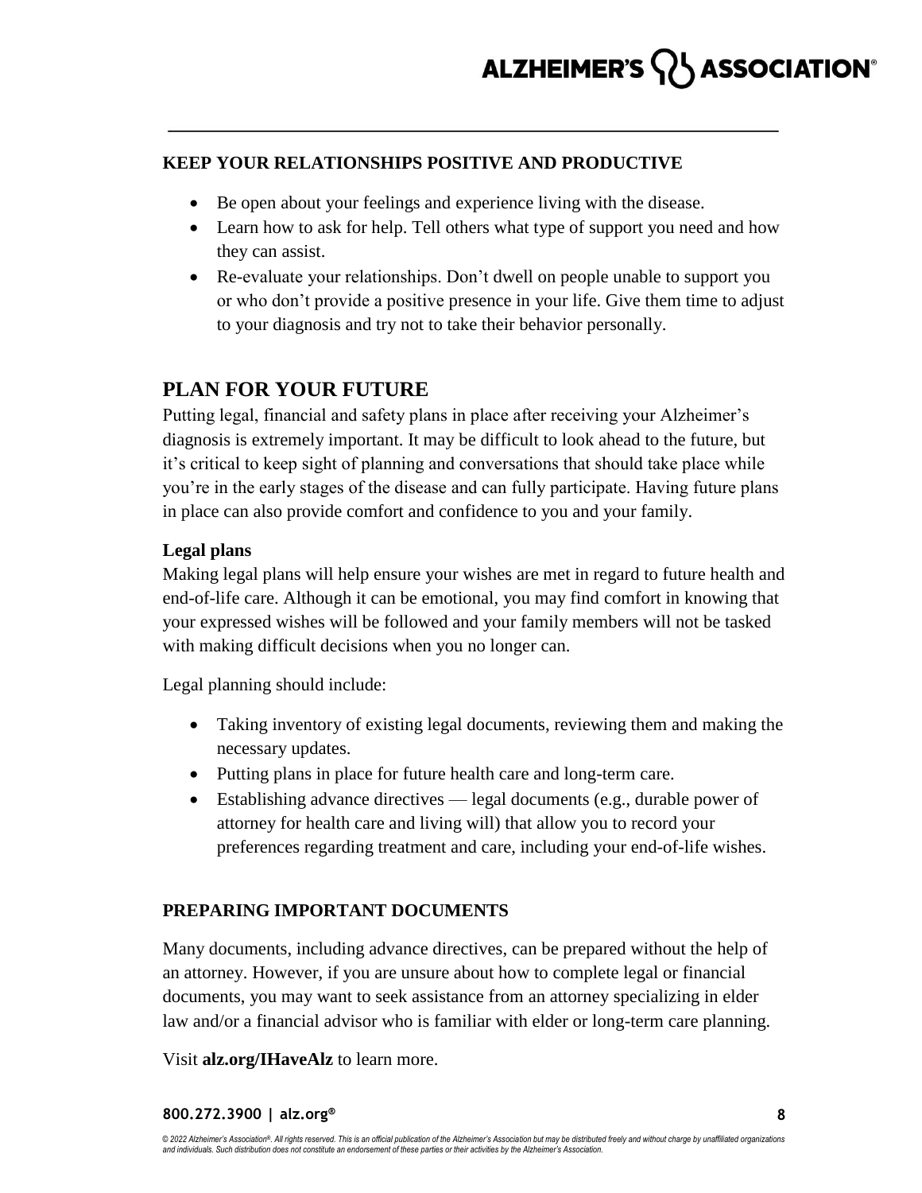### KEEP YOUR RELATIONSHIPS POSITIVE AND PRODUCTIVE

- Be open about your feelings and experience living with the disease.
- Learn how to ask for help. Tell others what type of support you need and how they can assist.
- Re-evaluate your relationships. Don't dwell on people unable to support you or who don't provide a positive presence in your life. Give them time to adjust to your diagnosis and try not to take their behavior personally.

## PLAN FOR YOUR FUTURE

Putting legal, financial and safety plans in place after receiving your Alzheimer's diagnosis is extremely important. It may be difficult to look ahead to the future, but it's critical to keep sight of planning and conversations that should take place while you're in the early stages of the disease and can fully participate. Having future plans in place can also provide comfort and confidence to you and your family.

**Legal plans**

Making legal plans will help ensure your wishes are met in regard to future health and end-of-life care. Although it can be emotional, you may find comfort in knowing that your expressed wishes will be followed and your family members will not be tasked with making difficult decisions when you no longer can.

Legal planning should include:

- Taking inventory of existing legal documents, reviewing them and making the necessary updates.
- Putting plans in place for future health care and long-term care.
- Establishing advance directives — legal documents (e.g., durable power of attorney for health care and living will) that allow you to record your preferences regarding treatment and care, including your end-of-life wishes.

### PREPARING IMPORTANT DOCUMENTS

Many documents, including advance directives, can be prepared without the help of an attorney. However, if you are unsure about how to complete legal or financial documents, you may want to seek assistance from an attorney specializing in elder law and/or a financial advisor who is familiar with elder or long-term care planning.

Visit **alz.org/IHaveAlz** to learn more.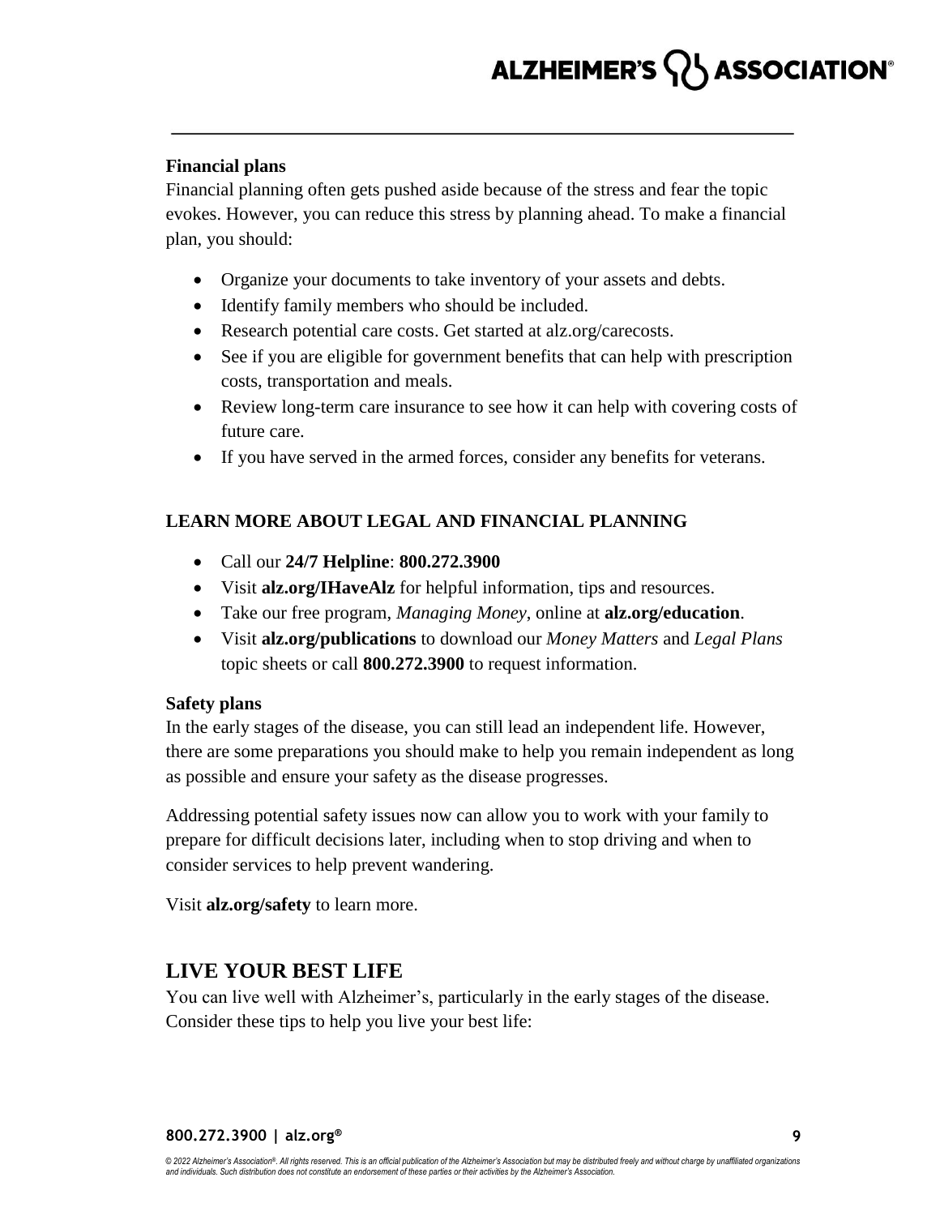### Financial plans

Financial planning often gets pushed aside because of the stress and fear the topic evokes. However, you can reduce this stress by planning ahead. To make a financial plan, you should:

- Organize your documents to take inventory of your assets and debts.
- Identify family members who should be included.
- Research potential care costs. Get started at alz.org/carecosts.
- See if you are eligible for government benefits that can help with prescription costs, transportation and meals.
- Review long-term care insurance to see how it can help with covering costs of future care.
- If you have served in the armed forces, consider any benefits for veterans.

### LEARN MORE ABOUT LEGAL AND FINANCIAL PLANNING

- Call our **24/7 Helpline**: **800.272.3900**
- Visit **alz.org/IHaveAlz** for helpful information, tips and resources.
- Take our free program, *Managing Money*, online at **alz.org/education**.
- Visit **alz.org/publications** to download our *Money Matters* and *Legal Plans* topic sheets or call **800.272.3900** to request information.

### Safety plans

In the early stages of the disease, you can still lead an independent life. However, there are some preparations you should make to help you remain independent as long as possible and ensure your safety as the disease progresses.

Addressing potential safety issues now can allow you to work with your family to prepare for difficult decisions later, including when to stop driving and when to consider services to help prevent wandering.

Visit **alz.org/safety** to learn more.

## LIVE YOUR BEST LIFE

You can live well with Alzheimer's, particularly in the early stages of the disease. Consider these tips to help you live your best life: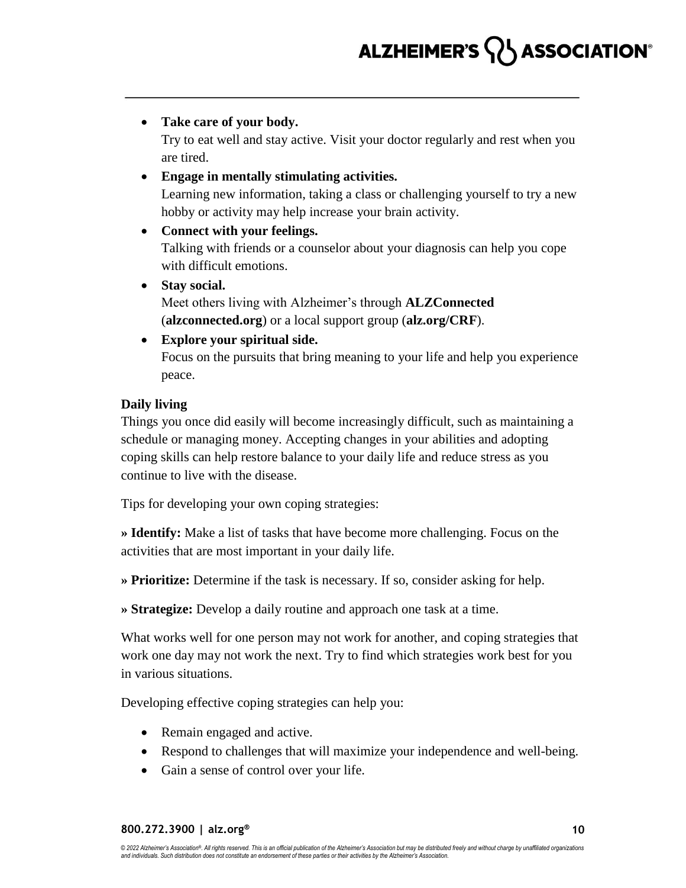- **Take care of your body.**
  Try to eat well and stay active. Visit your doctor regularly and rest when you are tired.
- **Engage in mentally stimulating activities.**
  Learning new information, taking a class or challenging yourself to try a new hobby or activity may help increase your brain activity.
- **Connect with your feelings.**
  Talking with friends or a counselor about your diagnosis can help you cope with difficult emotions.
- **Stay social.**
  Meet others living with Alzheimer's through **ALZConnected** (**alzconnected.org**) or a local support group (**alz.org/CRF**).
- **Explore your spiritual side.**
  Focus on the pursuits that bring meaning to your life and help you experience peace.

**Daily living**

Things you once did easily will become increasingly difficult, such as maintaining a schedule or managing money. Accepting changes in your abilities and adopting coping skills can help restore balance to your daily life and reduce stress as you continue to live with the disease.

Tips for developing your own coping strategies:

**» Identify:** Make a list of tasks that have become more challenging. Focus on the activities that are most important in your daily life.

**» Prioritize:** Determine if the task is necessary. If so, consider asking for help.

**» Strategize:** Develop a daily routine and approach one task at a time.

What works well for one person may not work for another, and coping strategies that work one day may not work the next. Try to find which strategies work best for you in various situations.

Developing effective coping strategies can help you:

- Remain engaged and active.
- Respond to challenges that will maximize your independence and well-being.
- Gain a sense of control over your life.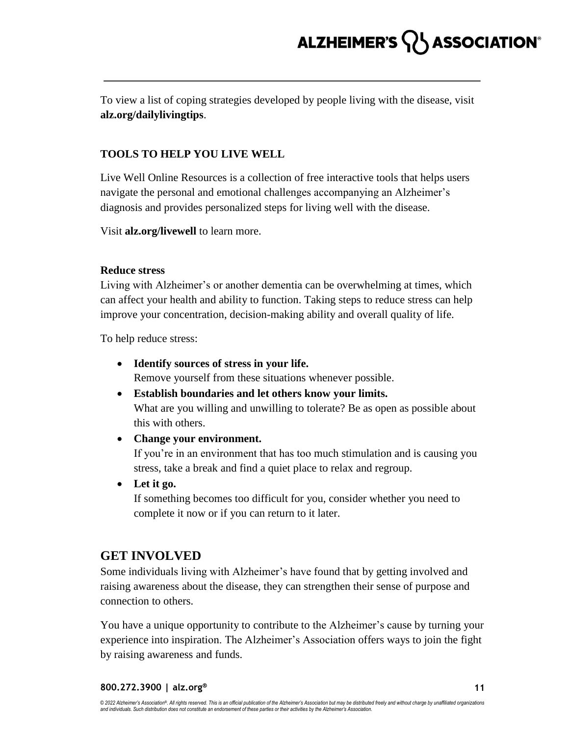To view a list of coping strategies developed by people living with the disease, visit **alz.org/dailylivingtips**.

### TOOLS TO HELP YOU LIVE WELL

Live Well Online Resources is a collection of free interactive tools that helps users navigate the personal and emotional challenges accompanying an Alzheimer's diagnosis and provides personalized steps for living well with the disease.

Visit **alz.org/livewell** to learn more.

#### Reduce stress

Living with Alzheimer's or another dementia can be overwhelming at times, which can affect your health and ability to function. Taking steps to reduce stress can help improve your concentration, decision-making ability and overall quality of life.

To help reduce stress:

- **Identify sources of stress in your life.**
  Remove yourself from these situations whenever possible.
- **Establish boundaries and let others know your limits.**
  What are you willing and unwilling to tolerate? Be as open as possible about this with others.
- **Change your environment.**
  If you're in an environment that has too much stimulation and is causing you stress, take a break and find a quiet place to relax and regroup.
- **Let it go.**
  If something becomes too difficult for you, consider whether you need to complete it now or if you can return to it later.

## GET INVOLVED

Some individuals living with Alzheimer's have found that by getting involved and raising awareness about the disease, they can strengthen their sense of purpose and connection to others.

You have a unique opportunity to contribute to the Alzheimer's cause by turning your experience into inspiration. The Alzheimer's Association offers ways to join the fight by raising awareness and funds.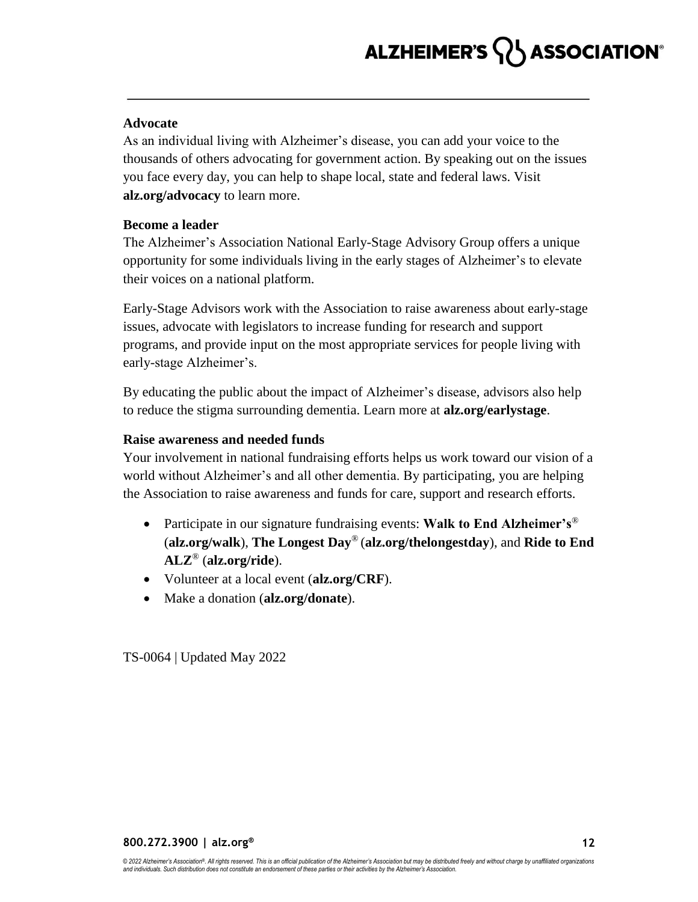**Advocate**

As an individual living with Alzheimer's disease, you can add your voice to the thousands of others advocating for government action. By speaking out on the issues you face every day, you can help to shape local, state and federal laws. Visit **alz.org/advocacy** to learn more.

**Become a leader**

The Alzheimer's Association National Early-Stage Advisory Group offers a unique opportunity for some individuals living in the early stages of Alzheimer's to elevate their voices on a national platform.

Early-Stage Advisors work with the Association to raise awareness about early-stage issues, advocate with legislators to increase funding for research and support programs, and provide input on the most appropriate services for people living with early-stage Alzheimer's.

By educating the public about the impact of Alzheimer's disease, advisors also help to reduce the stigma surrounding dementia. Learn more at **alz.org/earlystage**.

**Raise awareness and needed funds**

Your involvement in national fundraising efforts helps us work toward our vision of a world without Alzheimer's and all other dementia. By participating, you are helping the Association to raise awareness and funds for care, support and research efforts.

- Participate in our signature fundraising events: **Walk to End Alzheimer's**® (**alz.org/walk**), **The Longest Day**® (**alz.org/thelongestday**), and **Ride to End ALZ**® (**alz.org/ride**).
- Volunteer at a local event (**alz.org/CRF**).
- Make a donation (**alz.org/donate**).

TS-0064 | Updated May 2022

*© 2022 Alzheimer's Association®. All rights reserved. This is an official publication of the Alzheimer's Association but may be distributed freely and without charge by unaffiliated organizations and individuals. Such distribution does not constitute an endorsement of these parties or their activities by the Alzheimer's Association.*